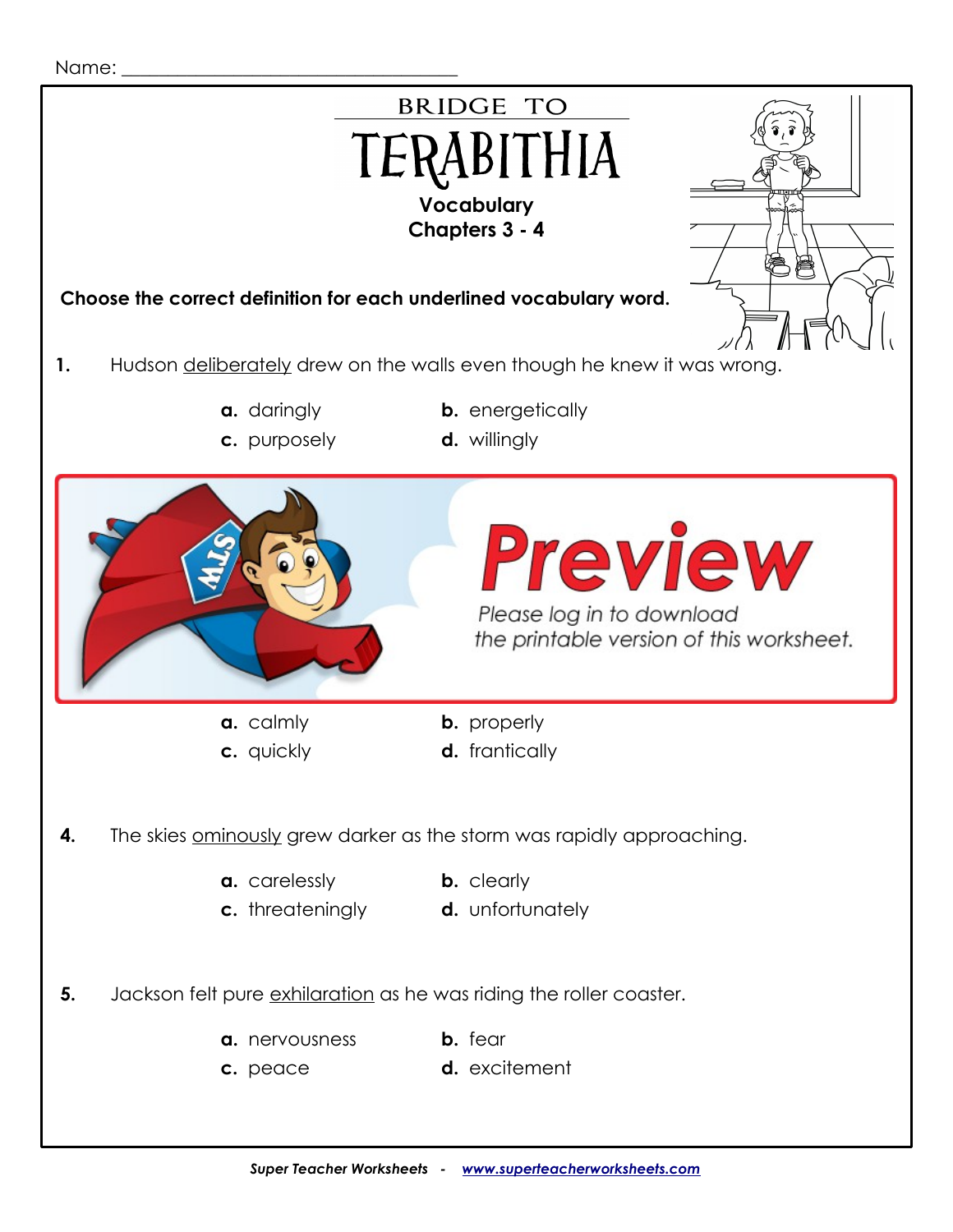Name: ___________________________________

BRIDGE TO

# TERABITHIA

## Vocabulary
## Chapters 3 - 4

**Choose the correct definition for each underlined vocabulary word.**

**1.** Hudson <u>deliberately</u> drew on the walls even though he knew it was wrong.

**a.** daringly  **b.** energetically
**c.** purposely  **d.** willingly

**Preview**

Please log in to download the printable version of this worksheet.

**a.** calmly  **b.** properly
**c.** quickly  **d.** frantically

**4.** The skies <u>ominously</u> grew darker as the storm was rapidly approaching.

**a.** carelessly  **b.** clearly
**c.** threateningly  **d.** unfortunately

**5.** Jackson felt pure <u>exhilaration</u> as he was riding the roller coaster.

**a.** nervousness  **b.** fear
**c.** peace  **d.** excitement

*Super Teacher Worksheets - www.superteacherworksheets.com*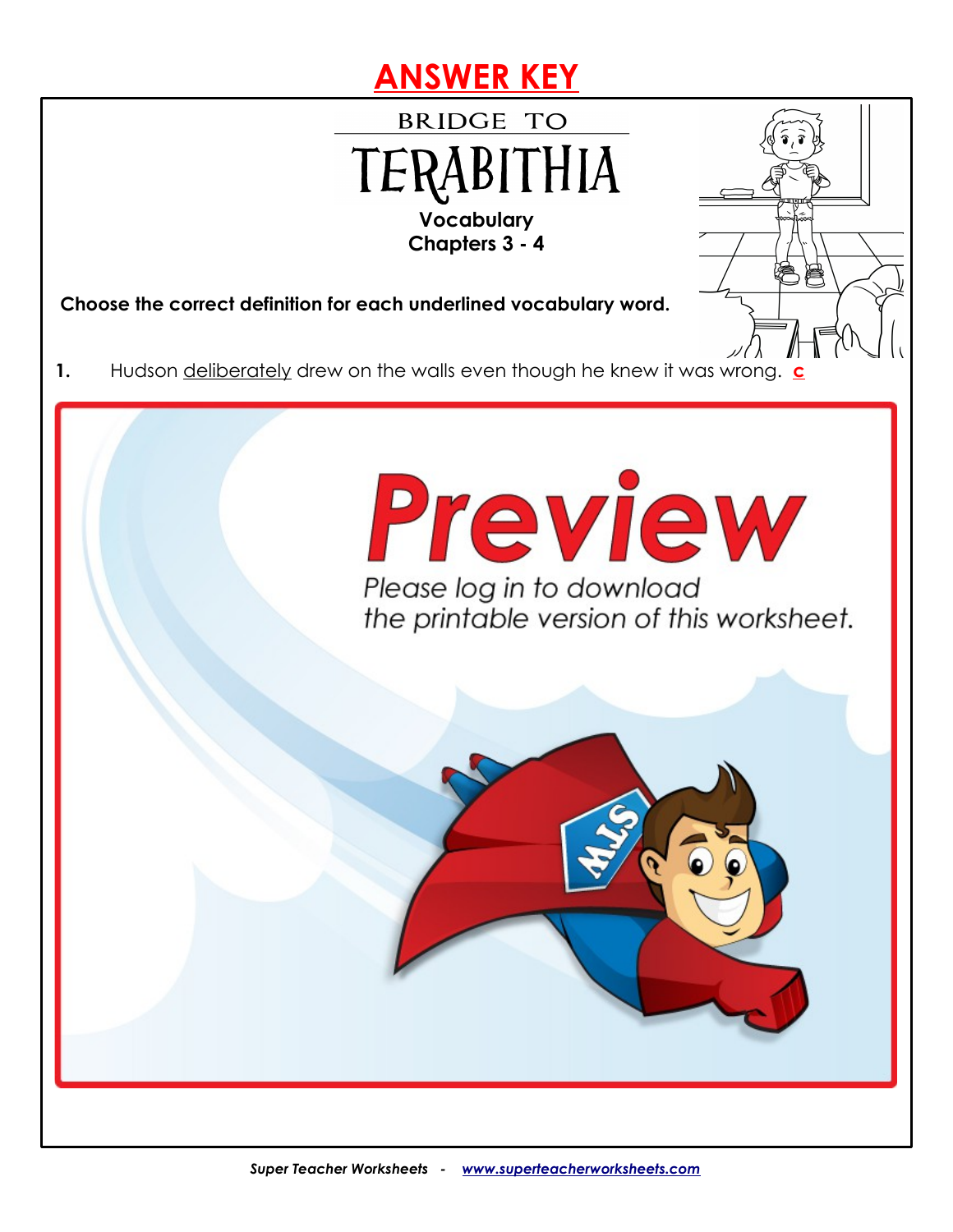# ANSWER KEY

## BRIDGE TO TERABITHIA

**Vocabulary**
**Chapters 3 - 4**

**Choose the correct definition for each underlined vocabulary word.**

**1.** Hudson deliberately drew on the walls even though he knew it was wrong. c